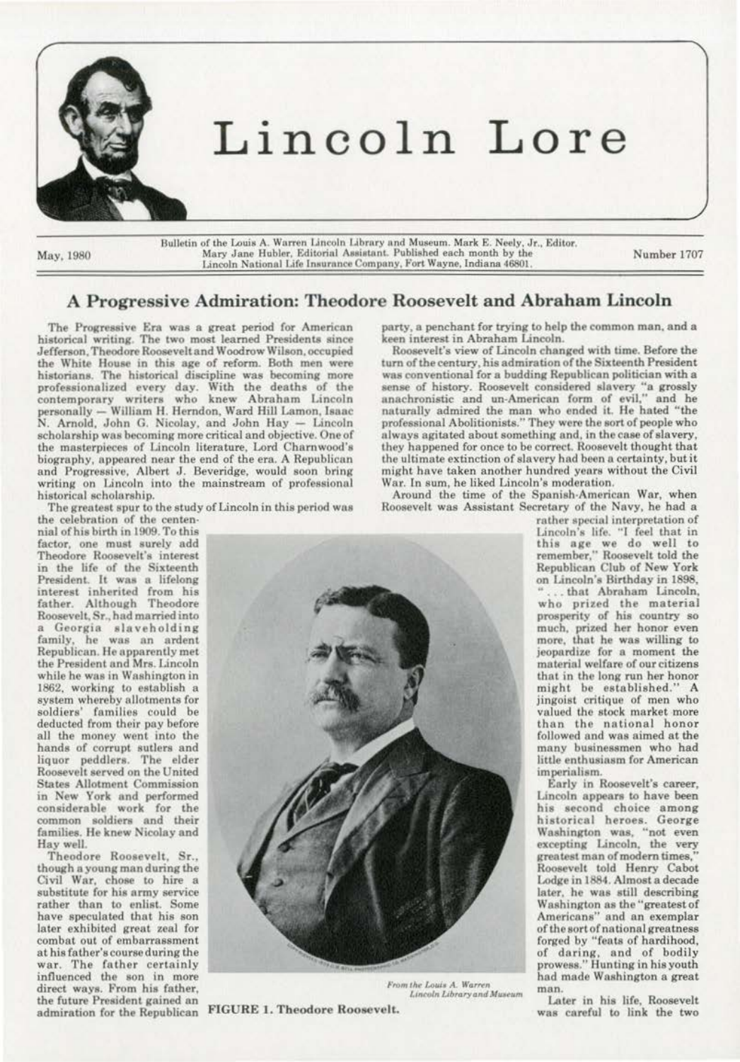# Lincoln Lore

Bulletin of the Louis A. Warren Lincoln Library and Museum. Mark E. Neely, Jr., Editor. Mary Jane Hubler, Editorial Assistant. Published each month by the Lincoln National Life Insurance Company, Fort Wayne, Indiana 46801.

May, 1980 — Number 1707

## A Progressive Admiration: Theodore Roosevelt and Abraham Lincoln

The Progressive Era was a great period for American historical writing. The two most learned Presidents since Jefferson, Theodore Roosevelt and Woodrow Wilson, occupied the White House in this age of reform. Both men were historians. The historical discipline was becoming more professionalized every day. With the deaths of the contemporary writers who knew Abraham Lincoln personally — William H. Herndon, Ward Hill Lamon, Isaac N. Arnold, John G. Nicolay, and John Hay — Lincoln scholarship was becoming more critical and objective. One of the masterpieces of Lincoln literature, Lord Charnwood's biography, appeared near the end of the era. A Republican and Progressive, Albert J. Beveridge, would soon bring writing on Lincoln into the mainstream of professional historical scholarship.

The greatest spur to the study of Lincoln in this period was the celebration of the centennial of his birth in 1909. To this factor, one must surely add Theodore Roosevelt's interest in the life of the Sixteenth President. It was a lifelong interest inherited from his father. Although Theodore Roosevelt, Sr., had married into a Georgia slaveholding family, he was an ardent Republican. He apparently met the President and Mrs. Lincoln while he was in Washington in 1862, working to establish a system whereby allotments for soldiers' families could be deducted from their pay before all the money went into the hands of corrupt sutlers and liquor peddlers. The elder Roosevelt served on the United States Allotment Commission in New York and performed considerable work for the common soldiers and their families. He knew Nicolay and Hay well.

Theodore Roosevelt, Sr., though a young man during the Civil War, chose to hire a substitute for his army service rather than to enlist. Some have speculated that his son later exhibited great zeal for combat out of embarrassment at his father's course during the war. The father certainly influenced the son in more direct ways. From his father, the future President gained an admiration for the Republican party, a penchant for trying to help the common man, and a keen interest in Abraham Lincoln.

*From the Louis A. Warren Lincoln Library and Museum*

**FIGURE 1. Theodore Roosevelt.**

Roosevelt's view of Lincoln changed with time. Before the turn of the century, his admiration of the Sixteenth President was conventional for a budding Republican politician with a sense of history. Roosevelt considered slavery "a grossly anachronistic and un-American form of evil," and he naturally admired the man who ended it. He hated "the professional Abolitionists." They were the sort of people who always agitated about something and, in the case of slavery, they happened for once to be correct. Roosevelt thought that the ultimate extinction of slavery had been a certainty, but it might have taken another hundred years without the Civil War. In sum, he liked Lincoln's moderation.

Around the time of the Spanish-American War, when Roosevelt was Assistant Secretary of the Navy, he had a rather special interpretation of Lincoln's life. "I feel that in this age we do well to remember," Roosevelt told the Republican Club of New York on Lincoln's Birthday in 1898, ". . . that Abraham Lincoln, who prized the material prosperity of his country so much, prized her honor even more, that he was willing to jeopardize for a moment the material welfare of our citizens that in the long run her honor might be established." A jingoist critique of men who valued the stock market more than the national honor followed and was aimed at the many businessmen who had little enthusiasm for American imperialism.

Early in Roosevelt's career, Lincoln appears to have been his second choice among historical heroes. George Washington was, "not even excepting Lincoln, the very greatest man of modern times," Roosevelt told Henry Cabot Lodge in 1884. Almost a decade later, he was still describing Washington as the "greatest of Americans" and an exemplar of the sort of national greatness forged by "feats of hardihood, of daring, and of bodily prowess." Hunting in his youth had made Washington a great man.

Later in his life, Roosevelt was careful to link the two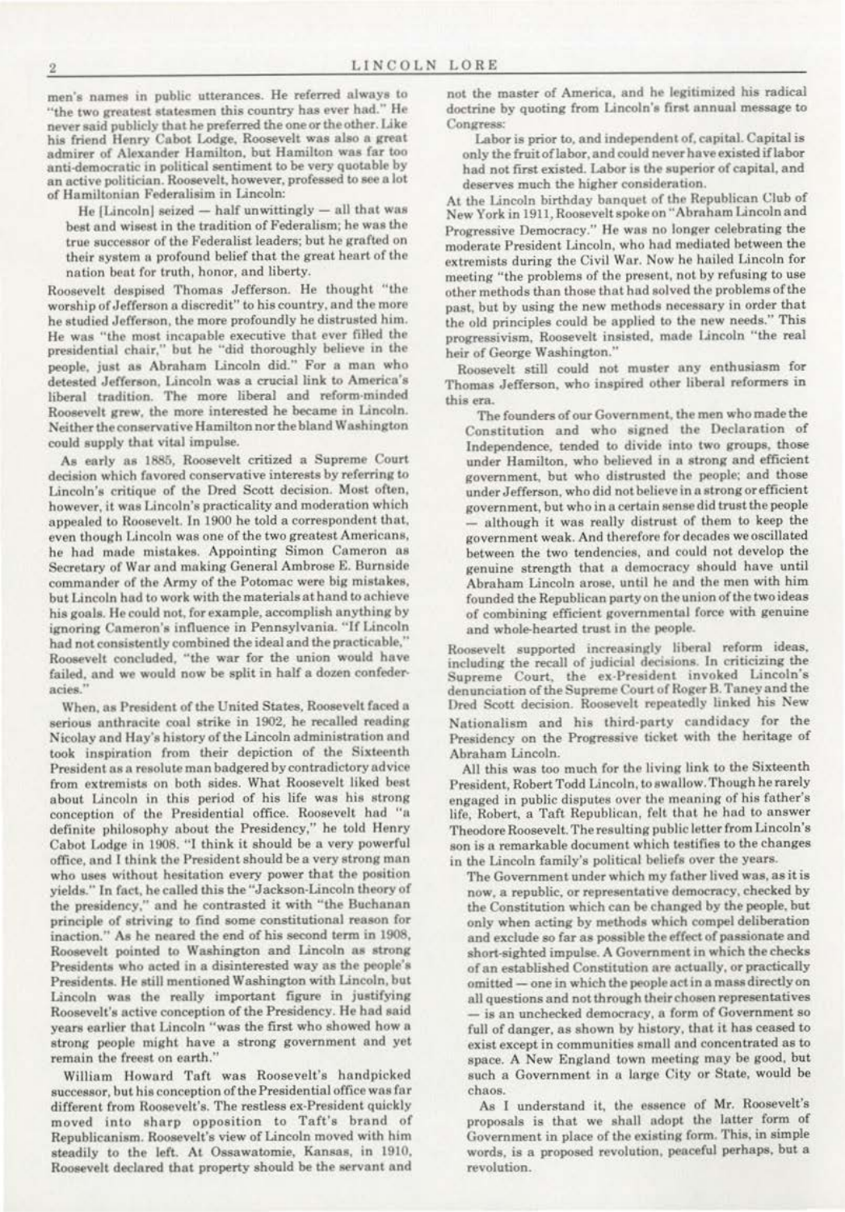men's names in public utterances. He referred always to "the two greatest statesmen this country has ever had." He never said publicly that he preferred the one or the other. Like his friend Henry Cabot Lodge, Roosevelt was also a great admirer of Alexander Hamilton, but Hamilton was far too anti-democratic in political sentiment to be very quotable by an active politician. Roosevelt, however, professed to see a lot of Hamiltonian Federalisim in Lincoln:

> He [Lincoln] seized — half unwittingly — all that was best and wisest in the tradition of Federalism; he was the true successor of the Federalist leaders; but he grafted on their system a profound belief that the great heart of the nation beat for truth, honor, and liberty.

Roosevelt despised Thomas Jefferson. He thought "the worship of Jefferson a discredit" to his country, and the more he studied Jefferson, the more profoundly he distrusted him. He was "the most incapable executive that ever filled the presidential chair," but he "did thoroughly believe in the people, just as Abraham Lincoln did." For a man who detested Jefferson, Lincoln was a crucial link to America's liberal tradition. The more liberal and reform-minded Roosevelt grew, the more interested he became in Lincoln. Neither the conservative Hamilton nor the bland Washington could supply that vital impulse.

As early as 1885, Roosevelt criticized a Supreme Court decision which favored conservative interests by referring to Lincoln's critique of the Dred Scott decision. Most often, however, it was Lincoln's practicality and moderation which appealed to Roosevelt. In 1900 he told a correspondent that, even though Lincoln was one of the two greatest Americans, he had made mistakes. Appointing Simon Cameron as Secretary of War and making General Ambrose E. Burnside commander of the Army of the Potomac were big mistakes, but Lincoln had to work with the materials at hand to achieve his goals. He could not, for example, accomplish anything by ignoring Cameron's influence in Pennsylvania. "If Lincoln had not consistently combined the ideal and the practicable," Roosevelt concluded, "the war for the union would have failed, and we would now be split in half a dozen confederacies."

When, as President of the United States, Roosevelt faced a serious anthracite coal strike in 1902, he recalled reading Nicolay and Hay's history of the Lincoln administration and took inspiration from their depiction of the Sixteenth President as a resolute man badgered by contradictory advice from extremists on both sides. What Roosevelt liked best about Lincoln in this period of his life was his strong conception of the Presidential office. Roosevelt had "a definite philosophy about the Presidency," he told Henry Cabot Lodge in 1908. "I think it should be a very powerful office, and I think the President should be a very strong man who uses without hesitation every power that the position yields." In fact, he called this the "Jackson-Lincoln theory of the presidency," and he contrasted it with "the Buchanan principle of striving to find some constitutional reason for inaction." As he neared the end of his second term in 1908, Roosevelt pointed to Washington and Lincoln as strong Presidents who acted in a disinterested way as the people's Presidents. He still mentioned Washington with Lincoln, but Lincoln was the really important figure in justifying Roosevelt's active conception of the Presidency. He had said years earlier that Lincoln "was the first who showed how a strong people might have a strong government and yet remain the freest on earth."

William Howard Taft was Roosevelt's handpicked successor, but his conception of the Presidential office was far different from Roosevelt's. The restless ex-President quickly moved into sharp opposition to Taft's brand of Republicanism. Roosevelt's view of Lincoln moved with him steadily to the left. At Ossawatomie, Kansas, in 1910, Roosevelt declared that property should be the servant and not the master of America, and he legitimized his radical doctrine by quoting from Lincoln's first annual message to Congress:

> Labor is prior to, and independent of, capital. Capital is only the fruit of labor, and could never have existed if labor had not first existed. Labor is the superior of capital, and deserves much the higher consideration.

At the Lincoln birthday banquet of the Republican Club of New York in 1911, Roosevelt spoke on "Abraham Lincoln and Progressive Democracy." He was no longer celebrating the moderate President Lincoln, who had mediated between the extremists during the Civil War. Now he hailed Lincoln for meeting "the problems of the present, not by refusing to use other methods than those that had solved the problems of the past, but by using the new methods necessary in order that the old principles could be applied to the new needs." This progressivism, Roosevelt insisted, made Lincoln "the real heir of George Washington."

Roosevelt still could not muster any enthusiasm for Thomas Jefferson, who inspired other liberal reformers in this era.

> The founders of our Government, the men who made the Constitution and who signed the Declaration of Independence, tended to divide into two groups, those under Hamilton, who believed in a strong and efficient government, but who distrusted the people; and those under Jefferson, who did not believe in a strong or efficient government, but who in a certain sense did trust the people — although it was really distrust of them to keep the government weak. And therefore for decades we oscillated between the two tendencies, and could not develop the genuine strength that a democracy should have until Abraham Lincoln arose, until he and the men with him founded the Republican party on the union of the two ideas of combining efficient governmental force with genuine and whole-hearted trust in the people.

Roosevelt supported increasingly liberal reform ideas, including the recall of judicial decisions. In criticizing the Supreme Court, the ex-President invoked Lincoln's denunciation of the Supreme Court of Roger B. Taney and the Dred Scott decision. Roosevelt repeatedly linked his New Nationalism and his third-party candidacy for the Presidency on the Progressive ticket with the heritage of Abraham Lincoln.

All this was too much for the living link to the Sixteenth President, Robert Todd Lincoln, to swallow. Though he rarely engaged in public disputes over the meaning of his father's life, Robert, a Taft Republican, felt that he had to answer Theodore Roosevelt. The resulting public letter from Lincoln's son is a remarkable document which testifies to the changes in the Lincoln family's political beliefs over the years.

> The Government under which my father lived was, as it is now, a republic, or representative democracy, checked by the Constitution which can be changed by the people, but only when acting by methods which compel deliberation and exclude so far as possible the effect of passionate and short-sighted impulse. A Government in which the checks of an established Constitution are actually, or practically omitted — one in which the people act in a mass directly on all questions and not through their chosen representatives — is an unchecked democracy, a form of Government so full of danger, as shown by history, that it has ceased to exist except in communities small and concentrated as to space. A New England town meeting may be good, but such a Government in a large City or State, would be chaos.
>
> As I understand it, the essence of Mr. Roosevelt's proposals is that we shall adopt the latter form of Government in place of the existing form. This, in simple words, is a proposed revolution, peaceful perhaps, but a revolution.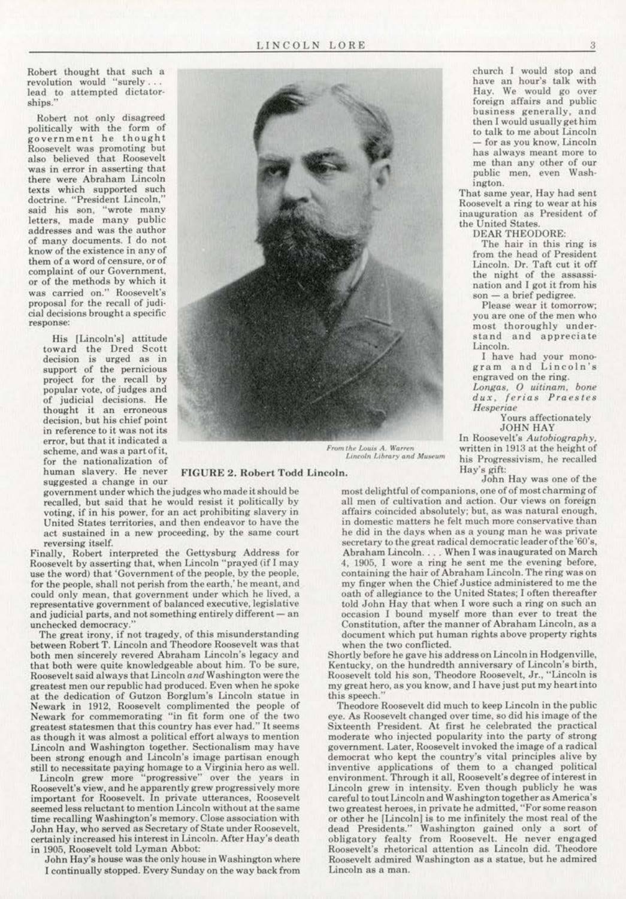Robert thought that such a revolution would "surely . . . lead to attempted dictatorships."

Robert not only disagreed politically with the form of government he thought Roosevelt was promoting but also believed that Roosevelt was in error in asserting that there were Abraham Lincoln texts which supported such doctrine. "President Lincoln," said his son, "wrote many letters, made many public addresses and was the author of many documents. I do not know of the existence in any of them of a word of censure, or of complaint of our Government, or of the methods by which it was carried on." Roosevelt's proposal for the recall of judicial decisions brought a specific response:

> His [Lincoln's] attitude toward the Dred Scott decision is urged as in support of the pernicious project for the recall by popular vote, of judges and of judicial decisions. He thought it an erroneous decision, but his chief point in reference to it was not its error, but that it indicated a scheme, and was a part of it, for the nationalization of human slavery. He never suggested a change in our government under which the judges who made it should be recalled, but said that he would resist it politically by voting, if in his power, for an act prohibiting slavery in United States territories, and then endeavor to have the act sustained in a new proceeding, by the same court reversing itself.

Finally, Robert interpreted the Gettysburg Address for Roosevelt by asserting that, when Lincoln "prayed (if I may use the word) that 'Government of the people, by the people, for the people, shall not perish from the earth,' he meant, and could only mean, that government under which he lived, a representative government of balanced executive, legislative and judicial parts, and not something entirely different — an unchecked democracy."

From the Louis A. Warren Lincoln Library and Museum

**FIGURE 2. Robert Todd Lincoln.**

The great irony, if not tragedy, of this misunderstanding between Robert T. Lincoln and Theodore Roosevelt was that both men sincerely revered Abraham Lincoln's legacy and that both were quite knowledgeable about him. To be sure, Roosevelt said always that Lincoln *and* Washington were the greatest men our republic had produced. Even when he spoke at the dedication of Gutzon Borglum's Lincoln statue in Newark in 1912, Roosevelt complimented the people of Newark for commemorating "in fit form one of the two greatest statesmen that this country has ever had." It seems as though it was almost a political effort always to mention Lincoln and Washington together. Sectionalism may have been strong enough and Lincoln's image partisan enough still to necessitate paying homage to a Virginia hero as well.

Lincoln grew more "progressive" over the years in Roosevelt's view, and he apparently grew progressively more important for Roosevelt. In private utterances, Roosevelt seemed less reluctant to mention Lincoln without at the same time recalling Washington's memory. Close association with John Hay, who served as Secretary of State under Roosevelt, certainly increased his interest in Lincoln. After Hay's death in 1905, Roosevelt told Lyman Abbot:

> John Hay's house was the only house in Washington where I continually stopped. Every Sunday on the way back from church I would stop and have an hour's talk with Hay. We would go over foreign affairs and public business generally, and then I would usually get him to talk to me about Lincoln — for as you know, Lincoln has always meant more to me than any other of our public men, even Washington.

That same year, Hay had sent Roosevelt a ring to wear at his inauguration as President of the United States.

> DEAR THEODORE:
>
> The hair in this ring is from the head of President Lincoln. Dr. Taft cut it off the night of the assassination and I got it from his son — a brief pedigree.
>
> Please wear it tomorrow; you are one of the men who most thoroughly understand and appreciate Lincoln.
>
> I have had your monogram and Lincoln's engraved on the ring.
>
> *Longas, O uitinam, bone dux, ferias Praestes Hesperiae*
>
> Yours affectionately
> JOHN HAY

In Roosevelt's *Autobiography*, written in 1913 at the height of his Progressivism, he recalled Hay's gift:

> John Hay was one of the most delightful of companions, one of of most charming of all men of cultivation and action. Our views on foreign affairs coincided absolutely; but, as was natural enough, in domestic matters he felt much more conservative than he did in the days when as a young man he was private secretary to the great radical democratic leader of the '60's, Abraham Lincoln. . . . When I was inaugurated on March 4, 1905, I wore a ring he sent me the evening before, containing the hair of Abraham Lincoln. The ring was on my finger when the Chief Justice administered to me the oath of allegiance to the United States; I often thereafter told John Hay that when I wore such a ring on such an occasion I bound myself more than ever to treat the Constitution, after the manner of Abraham Lincoln, as a document which put human rights above property rights when the two conflicted.

Shortly before he gave his address on Lincoln in Hodgenville, Kentucky, on the hundredth anniversary of Lincoln's birth, Roosevelt told his son, Theodore Roosevelt, Jr., "Lincoln is my great hero, as you know, and I have just put my heart into this speech."

Theodore Roosevelt did much to keep Lincoln in the public eye. As Roosevelt changed over time, so did his image of the Sixteenth President. At first he celebrated the practical moderate who injected popularity into the party of strong government. Later, Roosevelt invoked the image of a radical democrat who kept the country's vital principles alive by inventive applications of them to a changed political environment. Through it all, Roosevelt's degree of interest in Lincoln grew in intensity. Even though publicly he was careful to tout Lincoln and Washington together as America's two greatest heroes, in private he admitted, "For some reason or other he [Lincoln] is to me infinitely the most real of the dead Presidents." Washington gained only a sort of obligatory fealty from Roosevelt. He never engaged Roosevelt's rhetorical attention as Lincoln did. Theodore Roosevelt admired Washington as a statue, but he admired Lincoln as a man.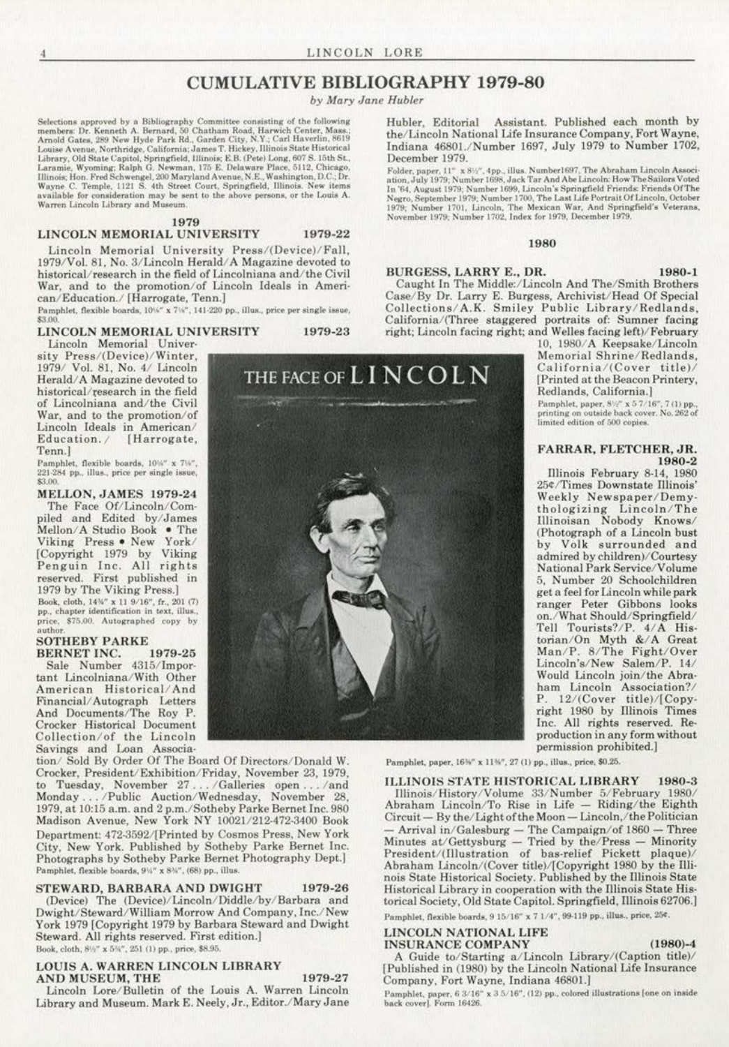# CUMULATIVE BIBLIOGRAPHY 1979-80

*by Mary Jane Hubler*

Selections approved by a Bibliography Committee consisting of the following members: Dr. Kenneth A. Bernard, 50 Chatham Road, Harwich Center, Mass.; Arnold Gates, 289 New Hyde Park Rd., Garden City, N.Y.; Carl Haverlin, 8619 Louise Avenue, Northridge, California; James T. Hickey, Illinois State Historical Library, Old State Capitol, Springfield, Illinois; E.B. (Pete) Long, 607 S. 15th St., Laramie, Wyoming; Ralph G. Newman, 175 E. Delaware Place, 5112, Chicago, Illinois; Hon. Fred Schwengel, 200 Maryland Avenue, N.E., Washington, D.C.; Dr. Wayne C. Temple, 1121 S. 4th Street Court, Springfield, Illinois. New items available for consideration may be sent to the above persons, or the Louis A. Warren Lincoln Library and Museum.

## 1979

### LINCOLN MEMORIAL UNIVERSITY 1979-22

Lincoln Memorial University Press/(Device)/Fall, 1979/Vol. 81, No. 3/Lincoln Herald/A Magazine devoted to historical/research in the field of Lincolniana and/the Civil War, and to the promotion/of Lincoln Ideals in American/Education./ [Harrogate, Tenn.]

Pamphlet, flexible boards, 10¼" x 7¼", 141-220 pp., illus., price per single issue, $3.00.

### LINCOLN MEMORIAL UNIVERSITY 1979-23

Lincoln Memorial University Press/(Device)/Winter, 1979/ Vol. 81, No. 4/ Lincoln Herald/A Magazine devoted to historical/research in the field of Lincolniana and the Civil War, and to the promotion/of Lincoln Ideals in American/ Education./ [Harrogate, Tenn.]

Pamphlet, flexible boards, 10¼" x 7¼", 221-284 pp., illus., price per single issue, $3.00.

### MELLON, JAMES 1979-24

The Face Of/Lincoln/Compiled and Edited by/James Mellon/A Studio Book • The Viking Press • New York/ [Copyright 1979 by Viking Penguin Inc. All rights reserved. First published in 1979 by The Viking Press.]

Book, cloth, 14¾" x 11 9/16", fr., 201 (7) pp., chapter identification in text, illus., price, $75.00. Autographed copy by author.

### SOTHEBY PARKE BERNET INC. 1979-25

Sale Number 4315/Important Lincolniana/With Other American Historical/And Financial/Autograph Letters And Documents/The Roy P. Crocker Historical Document Collection/of the Lincoln Savings and Loan Association/ Sold By Order Of The Board Of Directors/Donald W. Crocker, President/Exhibition/Friday, November 23, 1979, to Tuesday, November 27 . . . /Galleries open . . . /and Monday . . . /Public Auction/Wednesday, November 28, 1979, at 10:15 a.m. and 2 p.m./Sotheby Parke Bernet Inc. 980 Madison Avenue, New York NY 10021/212-472-3400 Book Department: 472-3592/[Printed by Cosmos Press, New York City, New York. Published by Sotheby Parke Bernet Inc. Photographs by Sotheby Parke Bernet Photography Dept.]

Pamphlet, flexible boards, 9¼" x 8¾", (68) pp., illus.

### STEWARD, BARBARA AND DWIGHT 1979-26

(Device) The (Device)/Lincoln/Diddle/by/Barbara and Dwight/Steward/William Morrow And Company, Inc./New York 1979 [Copyright 1979 by Barbara Steward and Dwight Steward. All rights reserved. First edition.]

Book, cloth, 8½" x 5¾", 251 (1) pp., price, $8.95.

### LOUIS A. WARREN LINCOLN LIBRARY AND MUSEUM, THE 1979-27

Lincoln Lore/Bulletin of the Louis A. Warren Lincoln Library and Museum. Mark E. Neely, Jr., Editor./Mary Jane Hubler, Editorial Assistant. Published each month by the/Lincoln National Life Insurance Company, Fort Wayne, Indiana 46801./Number 1697, July 1979 to Number 1702, December 1979.

Folder, paper, 11" x 8½", 4pp., illus. Number1697, The Abraham Lincoln Association, July 1979; Number 1698, Jack Tar And Abe Lincoln: How The Sailors Voted In '64, August 1979; Number 1699, Lincoln's Springfield Friends: Friends Of The Negro, September 1979; Number 1700, The Last Life Portrait Of Lincoln, October 1979; Number 1701, Lincoln, The Mexican War, And Springfield's Veterans, November 1979; Number 1702, Index for 1979, December 1979.

## 1980

### BURGESS, LARRY E., DR. 1980-1

Caught In The Middle:/Lincoln And The/Smith Brothers Case/By Dr. Larry E. Burgess, Archivist/Head Of Special Collections/A.K. Smiley Public Library/Redlands, California/(Three staggered portraits of: Sumner facing right; Lincoln facing right; and Welles facing left)/February 10, 1980/A Keepsake/Lincoln Memorial Shrine/Redlands, California/(Cover title)/ [Printed at the Beacon Printery, Redlands, California.]

Pamphlet, paper, 8½" x 5 7/16", 7 (1) pp., printing on outside back cover. No. 262 of limited edition of 500 copies.

### FARRAR, FLETCHER, JR. 1980-2

Illinois February 8-14, 1980 25¢/Times Downstate Illinois' Weekly Newspaper/Demythologizing Lincoln/The Illinoisan Nobody Knows/ (Photograph of a Lincoln bust by Volk surrounded and admired by children)/Courtesy National Park Service/Volume 5, Number 20 Schoolchildren get a feel for Lincoln while park ranger Peter Gibbons looks on./What Should/Springfield/ Tell Tourists?/P. 4/A Historian/On Myth &/A Great Man/P. 8/The Fight/Over Lincoln's/New Salem/P. 14/ Would Lincoln join/the Abraham Lincoln Association?/ P. 12/(Cover title)/[Copyright 1980 by Illinois Times Inc. All rights reserved. Reproduction in any form without permission prohibited.]

Pamphlet, paper, 16¾" x 11¾", 27 (1) pp., illus., price, $0.25.

### ILLINOIS STATE HISTORICAL LIBRARY 1980-3

Illinois/History/Volume 33/Number 5/February 1980/ Abraham Lincoln/To Rise in Life — Riding/the Eighth Circuit — By the/Light of the Moon — Lincoln,/the Politician — Arrival in/Galesburg — The Campaign/of 1860 — Three Minutes at/Gettysburg — Tried by the/Press — Minority President/(Illustration of bas-relief Pickett plaque)/ Abraham Lincoln/(Cover title)/[Copyright 1980 by the Illinois State Historical Society. Published by the Illinois State Historical Library in cooperation with the Illinois State Historical Society, Old State Capitol. Springfield, Illinois 62706.]

Pamphlet, flexible boards, 9 15/16" x 7 1/4", 99-119 pp., illus., price, 25¢.

### LINCOLN NATIONAL LIFE INSURANCE COMPANY (1980)-4

A Guide to/Starting a/Lincoln Library/(Caption title)/ [Published in (1980) by the Lincoln National Life Insurance Company, Fort Wayne, Indiana 46801.]

Pamphlet, paper, 6 3/16" x 3 5/16", (12) pp., colored illustrations [one on inside back cover]. Form 16426.